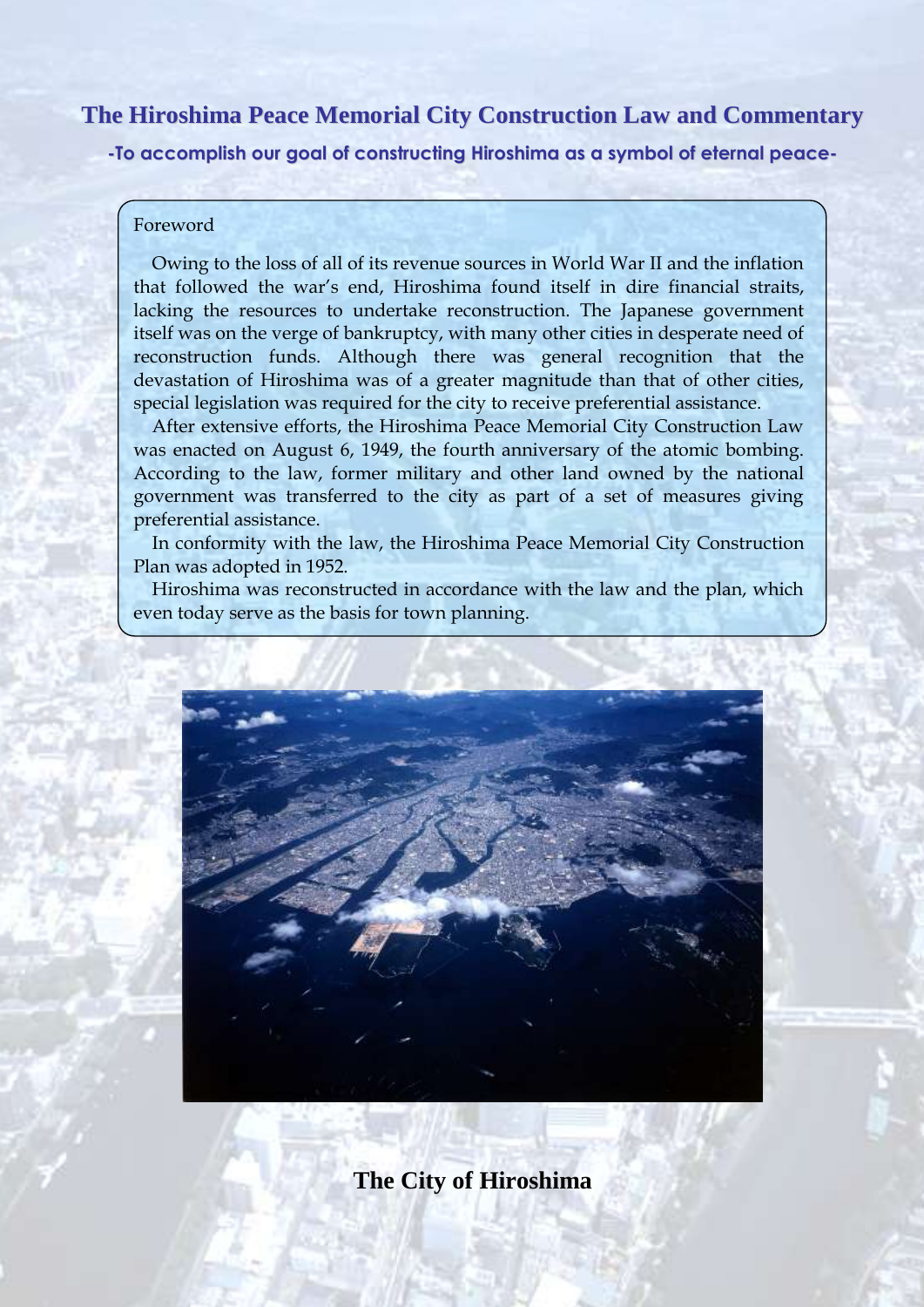# The Hiroshima Peace Memorial City Construction Law and Commentary

**-To accomplish our goal of constructing Hiroshima as a symbol of eternal peace-**

Foreword

Owing to the loss of all of its revenue sources in World War II and the inflation that followed the war's end, Hiroshima found itself in dire financial straits, lacking the resources to undertake reconstruction. The Japanese government itself was on the verge of bankruptcy, with many other cities in desperate need of reconstruction funds. Although there was general recognition that the devastation of Hiroshima was of a greater magnitude than that of other cities, special legislation was required for the city to receive preferential assistance.

After extensive efforts, the Hiroshima Peace Memorial City Construction Law was enacted on August 6, 1949, the fourth anniversary of the atomic bombing. According to the law, former military and other land owned by the national government was transferred to the city as part of a set of measures giving preferential assistance.

In conformity with the law, the Hiroshima Peace Memorial City Construction Plan was adopted in 1952.

Hiroshima was reconstructed in accordance with the law and the plan, which even today serve as the basis for town planning.

**The City of Hiroshima**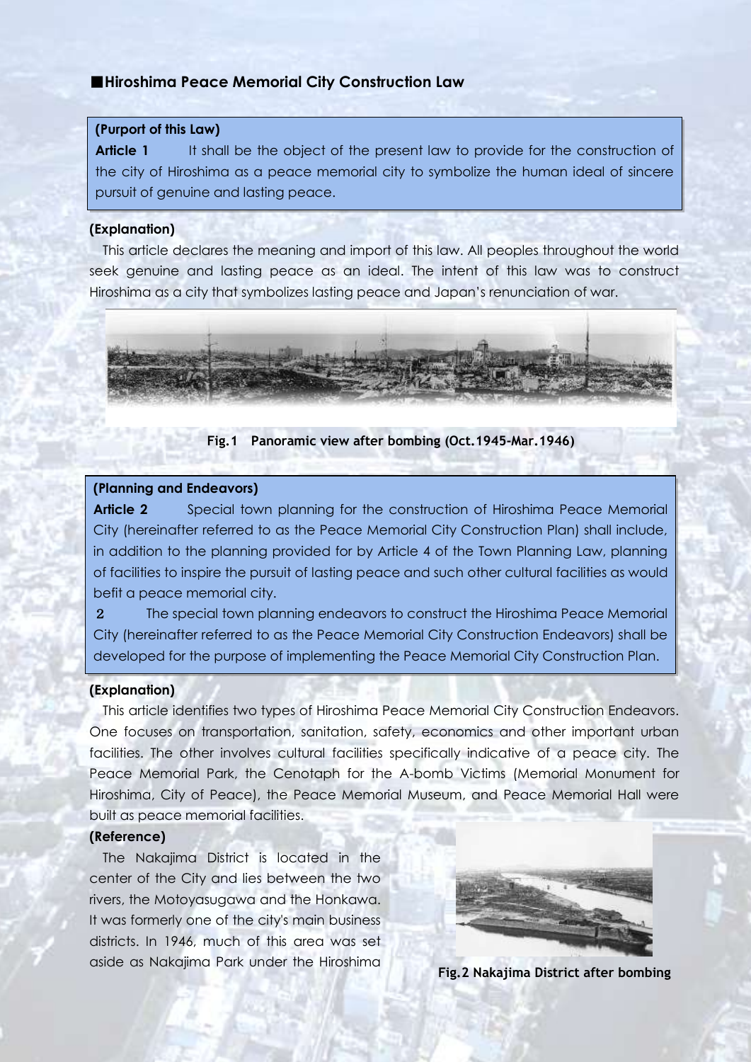## ■Hiroshima Peace Memorial City Construction Law

**(Purport of this Law)**

**Article 1** It shall be the object of the present law to provide for the construction of the city of Hiroshima as a peace memorial city to symbolize the human ideal of sincere pursuit of genuine and lasting peace.

**(Explanation)**

This article declares the meaning and import of this law. All peoples throughout the world seek genuine and lasting peace as an ideal. The intent of this law was to construct Hiroshima as a city that symbolizes lasting peace and Japan's renunciation of war.

**Fig.1 Panoramic view after bombing (Oct.1945-Mar.1946)**

**(Planning and Endeavors)**

**Article 2** Special town planning for the construction of Hiroshima Peace Memorial City (hereinafter referred to as the Peace Memorial City Construction Plan) shall include, in addition to the planning provided for by Article 4 of the Town Planning Law, planning of facilities to inspire the pursuit of lasting peace and such other cultural facilities as would befit a peace memorial city.

2 The special town planning endeavors to construct the Hiroshima Peace Memorial City (hereinafter referred to as the Peace Memorial City Construction Endeavors) shall be developed for the purpose of implementing the Peace Memorial City Construction Plan.

**(Explanation)**

This article identifies two types of Hiroshima Peace Memorial City Construction Endeavors. One focuses on transportation, sanitation, safety, economics and other important urban facilities. The other involves cultural facilities specifically indicative of a peace city. The Peace Memorial Park, the Cenotaph for the A-bomb Victims (Memorial Monument for Hiroshima, City of Peace), the Peace Memorial Museum, and Peace Memorial Hall were built as peace memorial facilities.

**(Reference)**

The Nakajima District is located in the center of the City and lies between the two rivers, the Motoyasugawa and the Honkawa. It was formerly one of the city's main business districts. In 1946, much of this area was set aside as Nakajima Park under the Hiroshima

**Fig.2 Nakajima District after bombing**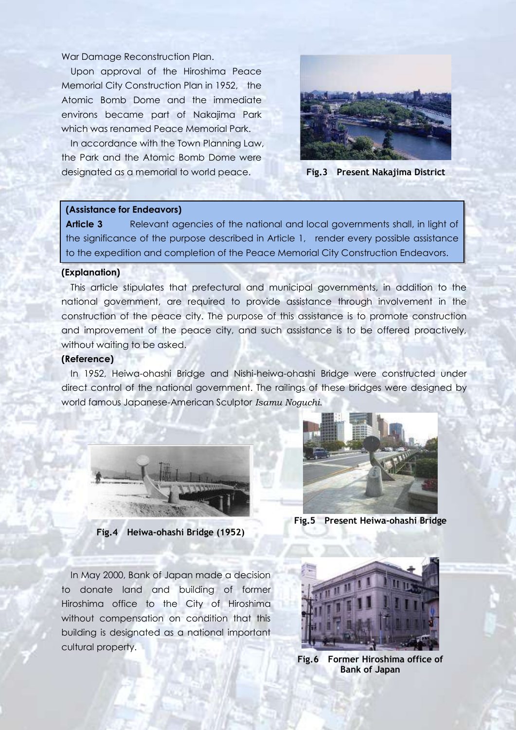War Damage Reconstruction Plan.

Upon approval of the Hiroshima Peace Memorial City Construction Plan in 1952, the Atomic Bomb Dome and the immediate environs became part of Nakajima Park which was renamed Peace Memorial Park.

In accordance with the Town Planning Law, the Park and the Atomic Bomb Dome were designated as a memorial to world peace.

**Fig.3 Present Nakajima District**

**(Assistance for Endeavors)**

**Article 3** Relevant agencies of the national and local governments shall, in light of the significance of the purpose described in Article 1, render every possible assistance to the expedition and completion of the Peace Memorial City Construction Endeavors.

**(Explanation)**

This article stipulates that prefectural and municipal governments, in addition to the national government, are required to provide assistance through involvement in the construction of the peace city. The purpose of this assistance is to promote construction and improvement of the peace city, and such assistance is to be offered proactively, without waiting to be asked.

**(Reference)**

In 1952, Heiwa-ohashi Bridge and Nishi-heiwa-ohashi Bridge were constructed under direct control of the national government. The railings of these bridges were designed by world famous Japanese-American Sculptor *Isamu Noguchi*.

**Fig.4 Heiwa-ohashi Bridge (1952)**

**Fig.5 Present Heiwa-ohashi Bridge**

In May 2000, Bank of Japan made a decision to donate land and building of former Hiroshima office to the City of Hiroshima without compensation on condition that this building is designated as a national important cultural property.

**Fig.6 Former Hiroshima office of Bank of Japan**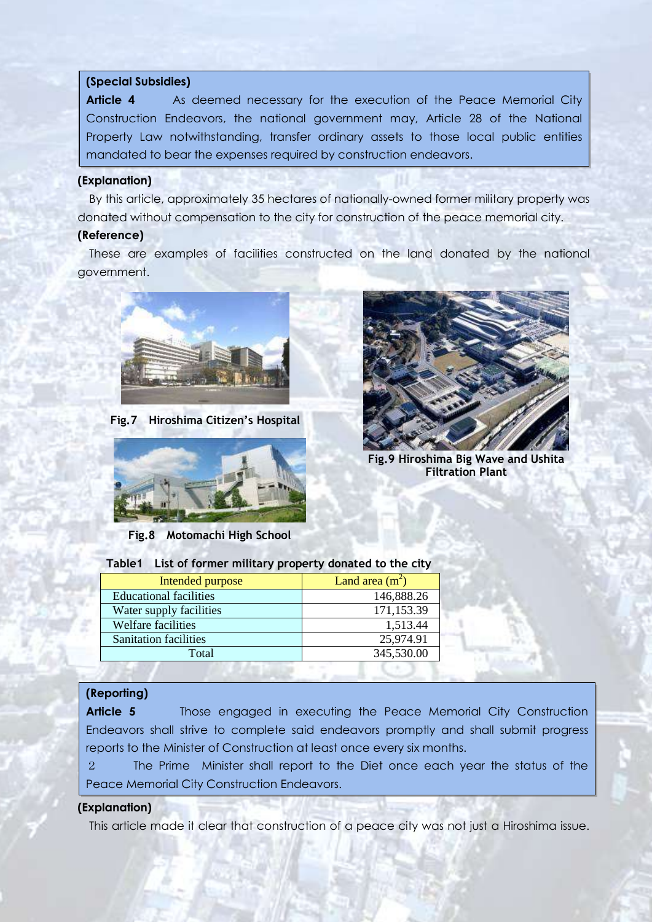**(Special Subsidies)**

**Article 4** As deemed necessary for the execution of the Peace Memorial City Construction Endeavors, the national government may, Article 28 of the National Property Law notwithstanding, transfer ordinary assets to those local public entities mandated to bear the expenses required by construction endeavors.

**(Explanation)**

By this article, approximately 35 hectares of nationally-owned former military property was donated without compensation to the city for construction of the peace memorial city.

**(Reference)**

These are examples of facilities constructed on the land donated by the national government.

**Fig.7 Hiroshima Citizen's Hospital**

**Fig.8 Motomachi High School**

**Fig.9 Hiroshima Big Wave and Ushita Filtration Plant**

**Table1 List of former military property donated to the city**

| Intended purpose | Land area ($m^2$) |
| --- | --- |
| Educational facilities | 146,888.26 |
| Water supply facilities | 171,153.39 |
| Welfare facilities | 1,513.44 |
| Sanitation facilities | 25,974.91 |
| Total | 345,530.00 |

**(Reporting)**

**Article 5** Those engaged in executing the Peace Memorial City Construction Endeavors shall strive to complete said endeavors promptly and shall submit progress reports to the Minister of Construction at least once every six months.

2 The Prime Minister shall report to the Diet once each year the status of the Peace Memorial City Construction Endeavors.

**(Explanation)**

This article made it clear that construction of a peace city was not just a Hiroshima issue.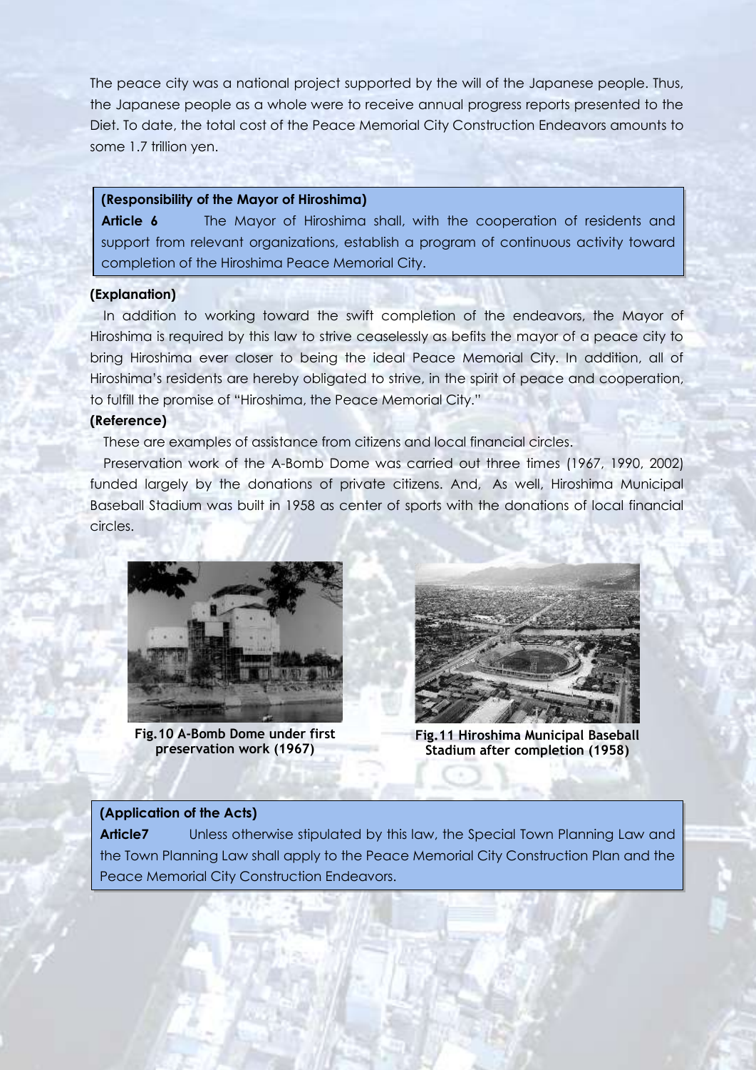The peace city was a national project supported by the will of the Japanese people. Thus, the Japanese people as a whole were to receive annual progress reports presented to the Diet. To date, the total cost of the Peace Memorial City Construction Endeavors amounts to some 1.7 trillion yen.

**(Responsibility of the Mayor of Hiroshima)**

**Article 6** The Mayor of Hiroshima shall, with the cooperation of residents and support from relevant organizations, establish a program of continuous activity toward completion of the Hiroshima Peace Memorial City.

**(Explanation)**

In addition to working toward the swift completion of the endeavors, the Mayor of Hiroshima is required by this law to strive ceaselessly as befits the mayor of a peace city to bring Hiroshima ever closer to being the ideal Peace Memorial City. In addition, all of Hiroshima's residents are hereby obligated to strive, in the spirit of peace and cooperation, to fulfill the promise of "Hiroshima, the Peace Memorial City."

**(Reference)**

These are examples of assistance from citizens and local financial circles.

Preservation work of the A-Bomb Dome was carried out three times (1967, 1990, 2002) funded largely by the donations of private citizens. And, As well, Hiroshima Municipal Baseball Stadium was built in 1958 as center of sports with the donations of local financial circles.

**Fig.10 A-Bomb Dome under first preservation work (1967)**

**Fig.11 Hiroshima Municipal Baseball Stadium after completion (1958)**

**(Application of the Acts)**

**Article7** Unless otherwise stipulated by this law, the Special Town Planning Law and the Town Planning Law shall apply to the Peace Memorial City Construction Plan and the Peace Memorial City Construction Endeavors.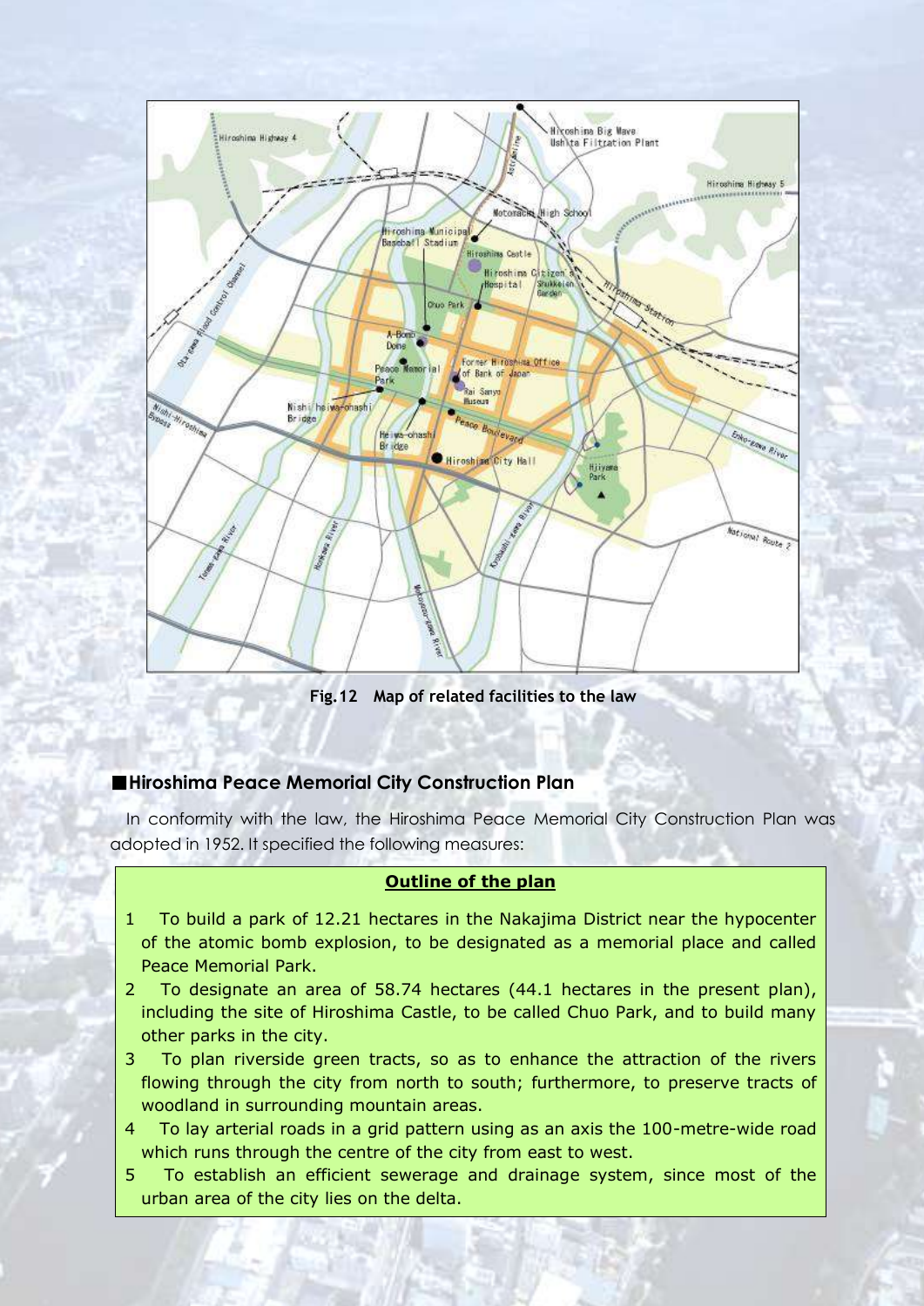Fig.12 Map of related facilities to the law

## ■Hiroshima Peace Memorial City Construction Plan

In conformity with the law, the Hiroshima Peace Memorial City Construction Plan was adopted in 1952. It specified the following measures:

**Outline of the plan**

1. To build a park of 12.21 hectares in the Nakajima District near the hypocenter of the atomic bomb explosion, to be designated as a memorial place and called Peace Memorial Park.
2. To designate an area of 58.74 hectares (44.1 hectares in the present plan), including the site of Hiroshima Castle, to be called Chuo Park, and to build many other parks in the city.
3. To plan riverside green tracts, so as to enhance the attraction of the rivers flowing through the city from north to south; furthermore, to preserve tracts of woodland in surrounding mountain areas.
4. To lay arterial roads in a grid pattern using as an axis the 100-metre-wide road which runs through the centre of the city from east to west.
5. To establish an efficient sewerage and drainage system, since most of the urban area of the city lies on the delta.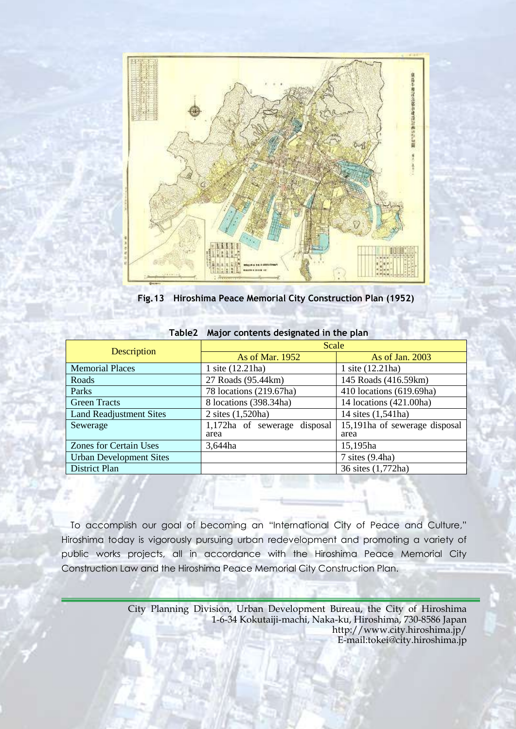Fig.13 Hiroshima Peace Memorial City Construction Plan (1952)

Table2 Major contents designated in the plan

| Description | Scale | |
|---|---|---|
| | As of Mar. 1952 | As of Jan. 2003 |
| Memorial Places | 1 site (12.21ha) | 1 site (12.21ha) |
| Roads | 27 Roads (95.44km) | 145 Roads (416.59km) |
| Parks | 78 locations (219.67ha) | 410 locations (619.69ha) |
| Green Tracts | 8 locations (398.34ha) | 14 locations (421.00ha) |
| Land Readjustment Sites | 2 sites (1,520ha) | 14 sites (1,541ha) |
| Sewerage | 1,172ha of sewerage disposal area | 15,191ha of sewerage disposal area |
| Zones for Certain Uses | 3,644ha | 15,195ha |
| Urban Development Sites | | 7 sites (9.4ha) |
| District Plan | | 36 sites (1,772ha) |

To accomplish our goal of becoming an "International City of Peace and Culture," Hiroshima today is vigorously pursuing urban redevelopment and promoting a variety of public works projects, all in accordance with the Hiroshima Peace Memorial City Construction Law and the Hiroshima Peace Memorial City Construction Plan.

City Planning Division, Urban Development Bureau, the City of Hiroshima
1-6-34 Kokutaiji-machi, Naka-ku, Hiroshima, 730-8586 Japan
http://www.city.hiroshima.jp/
E-mail:tokei@city.hiroshima.jp